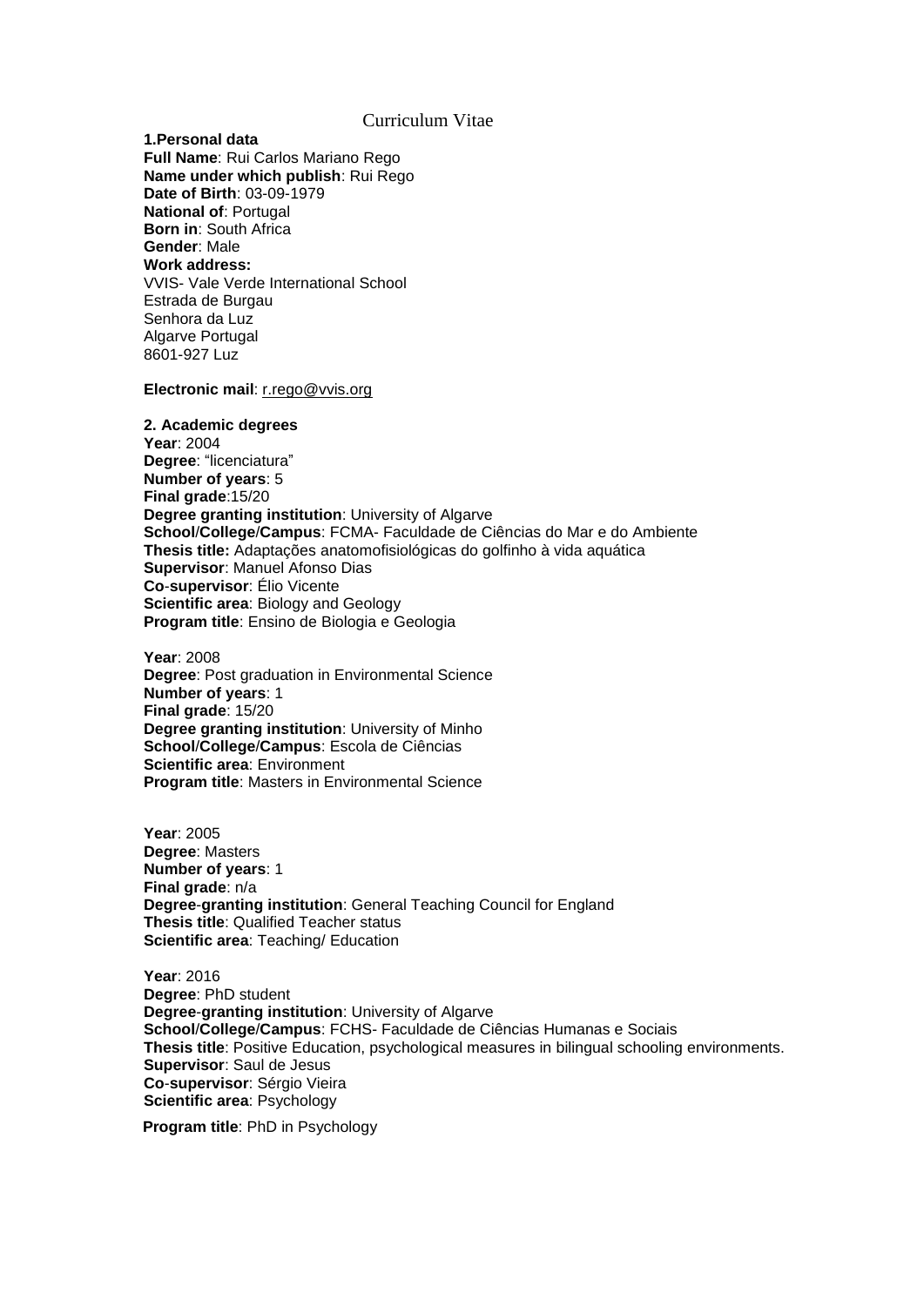# Curriculum Vitae

**1.Personal data**

**Full Name**: Rui Carlos Mariano Rego
**Name under which publish**: Rui Rego
**Date of Birth**: 03-09-1979
**National of**: Portugal
**Born in**: South Africa
**Gender**: Male
**Work address:**
VVIS- Vale Verde International School
Estrada de Burgau
Senhora da Luz
Algarve Portugal
8601-927 Luz

**Electronic mail**: r.rego@vvis.org

**2. Academic degrees**

**Year**: 2004
**Degree**: "licenciatura"
**Number of years**: 5
**Final grade**:15/20
**Degree granting institution**: University of Algarve
**School/College/Campus**: FCMA- Faculdade de Ciências do Mar e do Ambiente
**Thesis title:** Adaptações anatomofisiológicas do golfinho à vida aquática
**Supervisor**: Manuel Afonso Dias
**Co-supervisor**: Élio Vicente
**Scientific area**: Biology and Geology
**Program title**: Ensino de Biologia e Geologia

**Year**: 2008
**Degree**: Post graduation in Environmental Science
**Number of years**: 1
**Final grade**: 15/20
**Degree granting institution**: University of Minho
**School/College/Campus**: Escola de Ciências
**Scientific area**: Environment
**Program title**: Masters in Environmental Science

**Year**: 2005
**Degree**: Masters
**Number of years**: 1
**Final grade**: n/a
**Degree-granting institution**: General Teaching Council for England
**Thesis title**: Qualified Teacher status
**Scientific area**: Teaching/ Education

**Year**: 2016
**Degree**: PhD student
**Degree-granting institution**: University of Algarve
**School/College/Campus**: FCHS- Faculdade de Ciências Humanas e Sociais
**Thesis title**: Positive Education, psychological measures in bilingual schooling environments.
**Supervisor**: Saul de Jesus
**Co-supervisor**: Sérgio Vieira
**Scientific area**: Psychology

**Program title**: PhD in Psychology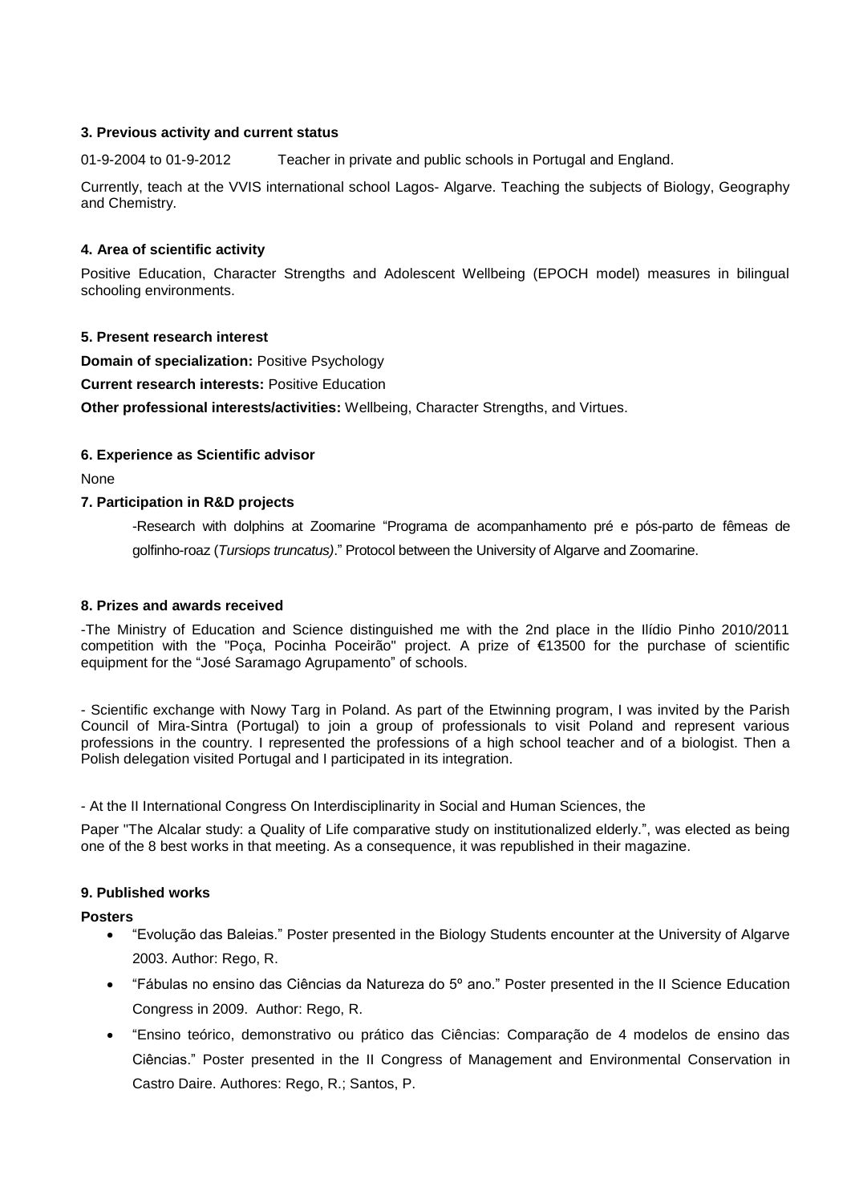### 3. Previous activity and current status

01-9-2004 to 01-9-2012 Teacher in private and public schools in Portugal and England.

Currently, teach at the VVIS international school Lagos- Algarve. Teaching the subjects of Biology, Geography and Chemistry.

### 4. Area of scientific activity

Positive Education, Character Strengths and Adolescent Wellbeing (EPOCH model) measures in bilingual schooling environments.

### 5. Present research interest

**Domain of specialization:** Positive Psychology

**Current research interests:** Positive Education

**Other professional interests/activities:** Wellbeing, Character Strengths, and Virtues.

### 6. Experience as Scientific advisor

None

### 7. Participation in R&D projects

-Research with dolphins at Zoomarine "Programa de acompanhamento pré e pós-parto de fêmeas de golfinho-roaz (*Tursiops truncatus)*." Protocol between the University of Algarve and Zoomarine.

### 8. Prizes and awards received

-The Ministry of Education and Science distinguished me with the 2nd place in the Ilídio Pinho 2010/2011 competition with the "Poça, Pocinha Poceirão" project. A prize of €13500 for the purchase of scientific equipment for the "José Saramago Agrupamento" of schools.

- Scientific exchange with Nowy Targ in Poland. As part of the Etwinning program, I was invited by the Parish Council of Mira-Sintra (Portugal) to join a group of professionals to visit Poland and represent various professions in the country. I represented the professions of a high school teacher and of a biologist. Then a Polish delegation visited Portugal and I participated in its integration.

- At the II International Congress On Interdisciplinarity in Social and Human Sciences, the

Paper "The Alcalar study: a Quality of Life comparative study on institutionalized elderly.", was elected as being one of the 8 best works in that meeting. As a consequence, it was republished in their magazine.

### 9. Published works

**Posters**

- "Evolução das Baleias." Poster presented in the Biology Students encounter at the University of Algarve 2003. Author: Rego, R.
- "Fábulas no ensino das Ciências da Natureza do 5º ano." Poster presented in the II Science Education Congress in 2009. Author: Rego, R.
- "Ensino teórico, demonstrativo ou prático das Ciências: Comparação de 4 modelos de ensino das Ciências." Poster presented in the II Congress of Management and Environmental Conservation in Castro Daire. Authores: Rego, R.; Santos, P.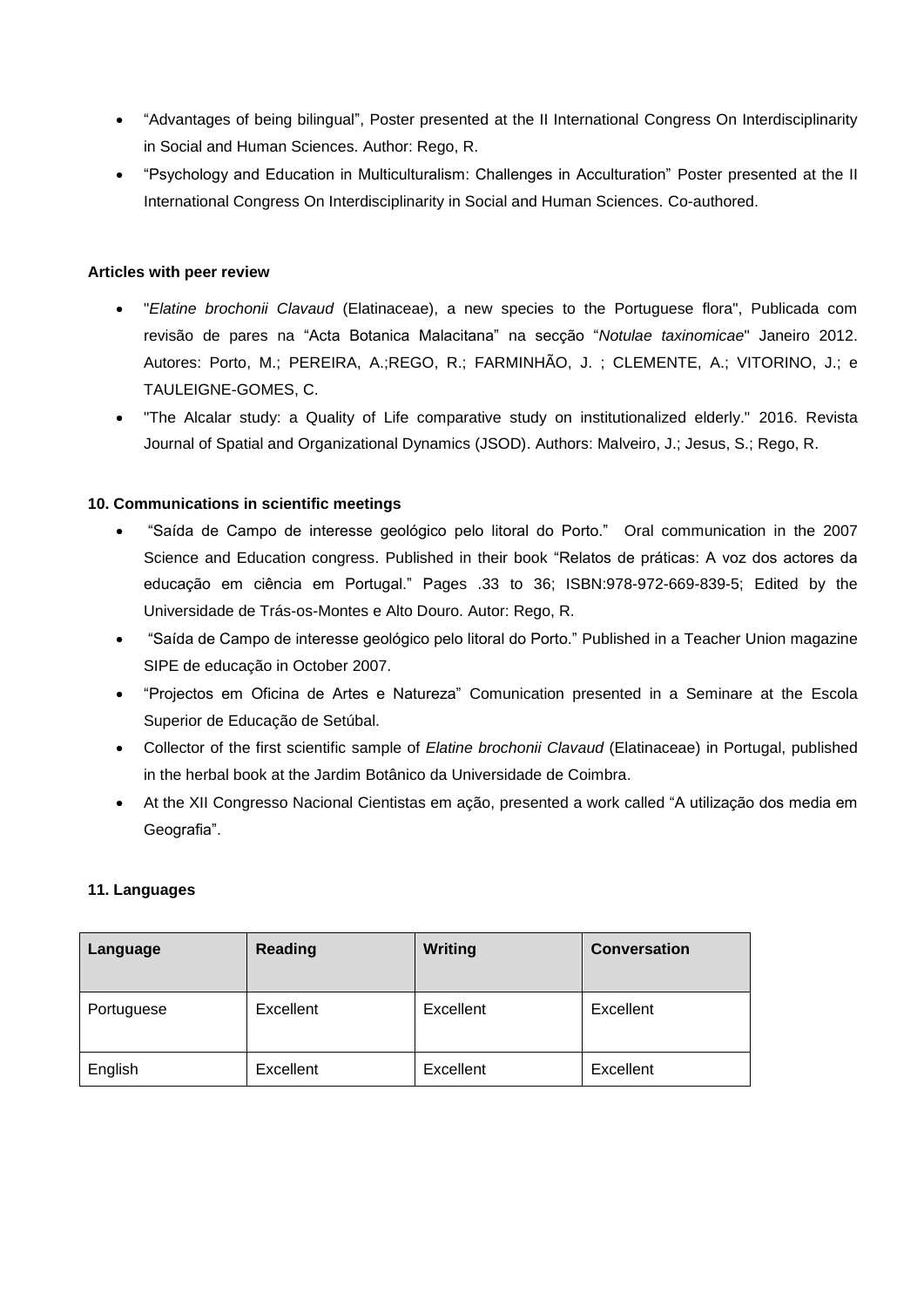- "Advantages of being bilingual", Poster presented at the II International Congress On Interdisciplinarity in Social and Human Sciences. Author: Rego, R.
- "Psychology and Education in Multiculturalism: Challenges in Acculturation" Poster presented at the II International Congress On Interdisciplinarity in Social and Human Sciences. Co-authored.

**Articles with peer review**

- "*Elatine brochonii Clavaud* (Elatinaceae), a new species to the Portuguese flora", Publicada com revisão de pares na "Acta Botanica Malacitana" na secção "*Notulae taxinomicae*" Janeiro 2012. Autores: Porto, M.; PEREIRA, A.;REGO, R.; FARMINHÃO, J. ; CLEMENTE, A.; VITORINO, J.; e TAULEIGNE-GOMES, C.
- "The Alcalar study: a Quality of Life comparative study on institutionalized elderly." 2016. Revista Journal of Spatial and Organizational Dynamics (JSOD). Authors: Malveiro, J.; Jesus, S.; Rego, R.

**10. Communications in scientific meetings**

- "Saída de Campo de interesse geológico pelo litoral do Porto." Oral communication in the 2007 Science and Education congress. Published in their book "Relatos de práticas: A voz dos actores da educação em ciência em Portugal." Pages .33 to 36; ISBN:978-972-669-839-5; Edited by the Universidade de Trás-os-Montes e Alto Douro. Autor: Rego, R.
- "Saída de Campo de interesse geológico pelo litoral do Porto." Published in a Teacher Union magazine SIPE de educação in October 2007.
- "Projectos em Oficina de Artes e Natureza" Comunication presented in a Seminare at the Escola Superior de Educação de Setúbal.
- Collector of the first scientific sample of *Elatine brochonii Clavaud* (Elatinaceae) in Portugal, published in the herbal book at the Jardim Botânico da Universidade de Coimbra.
- At the XII Congresso Nacional Cientistas em ação, presented a work called "A utilização dos media em Geografia".

**11. Languages**

| Language | Reading | Writing | Conversation |
|---|---|---|---|
| Portuguese | Excellent | Excellent | Excellent |
| English | Excellent | Excellent | Excellent |